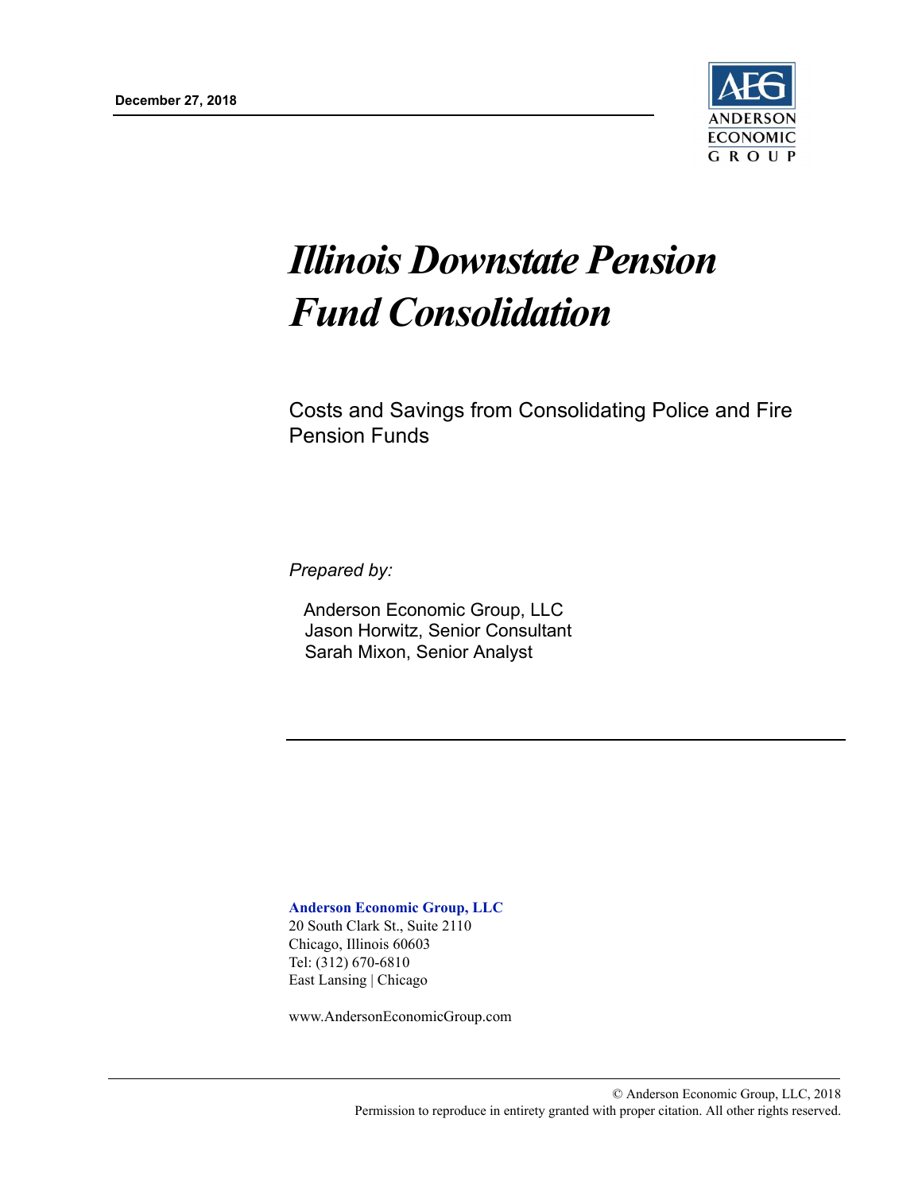**December 27, 2018**

ANDERSON ECONOMIC GROUP

# *Illinois Downstate Pension Fund Consolidation*

Costs and Savings from Consolidating Police and Fire Pension Funds

*Prepared by:*

Anderson Economic Group, LLC
Jason Horwitz, Senior Consultant
Sarah Mixon, Senior Analyst

**Anderson Economic Group, LLC**
20 South Clark St., Suite 2110
Chicago, Illinois 60603
Tel: (312) 670-6810
East Lansing | Chicago

www.AndersonEconomicGroup.com

© Anderson Economic Group, LLC, 2018
Permission to reproduce in entirety granted with proper citation. All other rights reserved.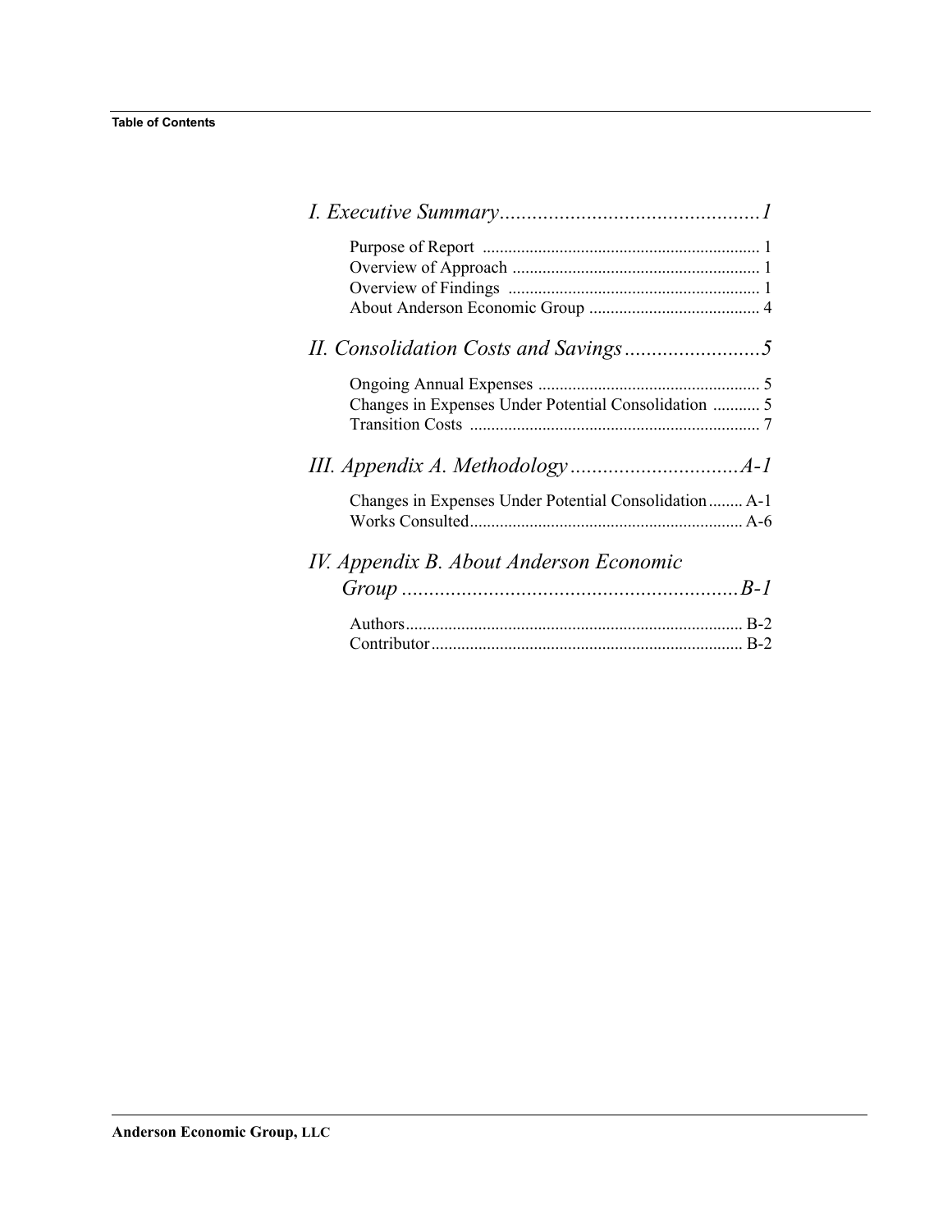# Table of Contents

*I. Executive Summary................................................1*

- Purpose of Report ................................................................ 1
- Overview of Approach .......................................................... 1
- Overview of Findings .......................................................... 1
- About Anderson Economic Group ........................................ 4

*II. Consolidation Costs and Savings.........................5*

- Ongoing Annual Expenses .................................................... 5
- Changes in Expenses Under Potential Consolidation ........... 5
- Transition Costs .................................................................... 7

*III. Appendix A. Methodology ...............................A-1*

- Changes in Expenses Under Potential Consolidation........ A-1
- Works Consulted................................................................ A-6

*IV. Appendix B. About Anderson Economic Group ...............................................................B-1*

- Authors............................................................................... B-2
- Contributor......................................................................... B-2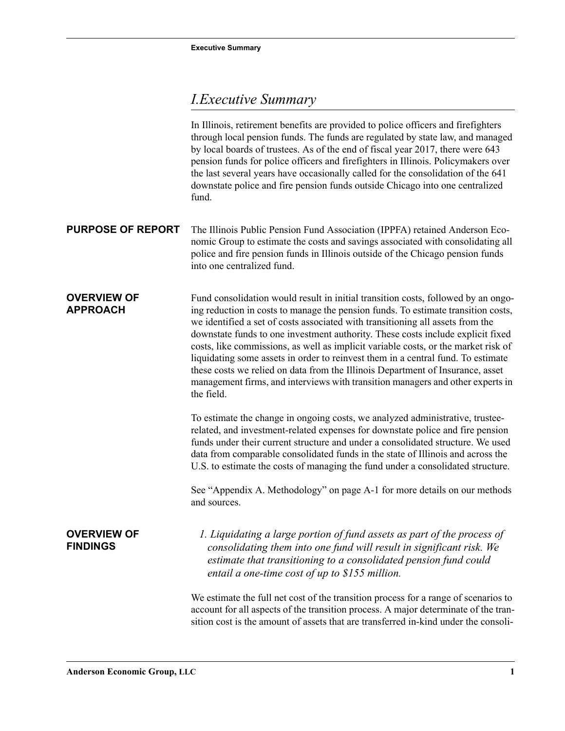# I.Executive Summary

In Illinois, retirement benefits are provided to police officers and firefighters through local pension funds. The funds are regulated by state law, and managed by local boards of trustees. As of the end of fiscal year 2017, there were 643 pension funds for police officers and firefighters in Illinois. Policymakers over the last several years have occasionally called for the consolidation of the 641 downstate police and fire pension funds outside Chicago into one centralized fund.

## PURPOSE OF REPORT

The Illinois Public Pension Fund Association (IPPFA) retained Anderson Economic Group to estimate the costs and savings associated with consolidating all police and fire pension funds in Illinois outside of the Chicago pension funds into one centralized fund.

## OVERVIEW OF APPROACH

Fund consolidation would result in initial transition costs, followed by an ongoing reduction in costs to manage the pension funds. To estimate transition costs, we identified a set of costs associated with transitioning all assets from the downstate funds to one investment authority. These costs include explicit fixed costs, like commissions, as well as implicit variable costs, or the market risk of liquidating some assets in order to reinvest them in a central fund. To estimate these costs we relied on data from the Illinois Department of Insurance, asset management firms, and interviews with transition managers and other experts in the field.

To estimate the change in ongoing costs, we analyzed administrative, trustee-related, and investment-related expenses for downstate police and fire pension funds under their current structure and under a consolidated structure. We used data from comparable consolidated funds in the state of Illinois and across the U.S. to estimate the costs of managing the fund under a consolidated structure.

See "Appendix A. Methodology" on page A-1 for more details on our methods and sources.

## OVERVIEW OF FINDINGS

*1. Liquidating a large portion of fund assets as part of the process of consolidating them into one fund will result in significant risk. We estimate that transitioning to a consolidated pension fund could entail a one-time cost of up to $155 million.*

We estimate the full net cost of the transition process for a range of scenarios to account for all aspects of the transition process. A major determinate of the transition cost is the amount of assets that are transferred in-kind under the consoli-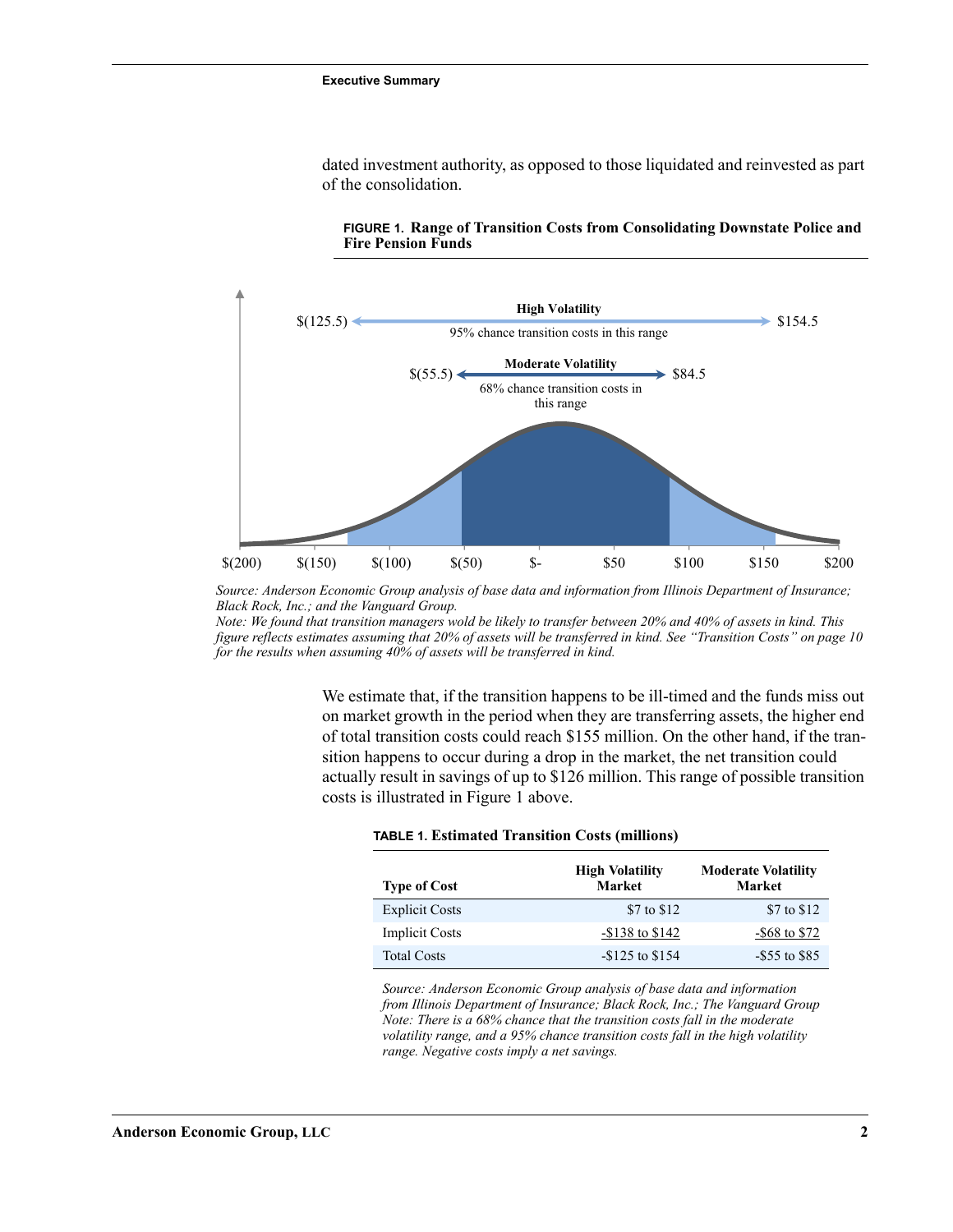dated investment authority, as opposed to those liquidated and reinvested as part of the consolidation.

**FIGURE 1. Range of Transition Costs from Consolidating Downstate Police and Fire Pension Funds**

High Volatility: \$(125.5) to \$154.5 — 95% chance transition costs in this range

Moderate Volatility: \$(55.5) to \$84.5 — 68% chance transition costs in this range

\$(200) \$(150) \$(100) \$(50) \$- \$50 \$100 \$150 \$200

*Source: Anderson Economic Group analysis of base data and information from Illinois Department of Insurance; Black Rock, Inc.; and the Vanguard Group.*
*Note: We found that transition managers wold be likely to transfer between 20% and 40% of assets in kind. This figure reflects estimates assuming that 20% of assets will be transferred in kind. See "Transition Costs" on page 10 for the results when assuming 40% of assets will be transferred in kind.*

We estimate that, if the transition happens to be ill-timed and the funds miss out on market growth in the period when they are transferring assets, the higher end of total transition costs could reach \$155 million. On the other hand, if the transition happens to occur during a drop in the market, the net transition could actually result in savings of up to \$126 million. This range of possible transition costs is illustrated in Figure 1 above.

**TABLE 1. Estimated Transition Costs (millions)**

| Type of Cost | High Volatility Market | Moderate Volatility Market |
|---|---|---|
| Explicit Costs | \$7 to \$12 | \$7 to \$12 |
| Implicit Costs | -\$138 to \$142 | -\$68 to \$72 |
| Total Costs | -\$125 to \$154 | -\$55 to \$85 |

*Source: Anderson Economic Group analysis of base data and information from Illinois Department of Insurance; Black Rock, Inc.; The Vanguard Group*
*Note: There is a 68% chance that the transition costs fall in the moderate volatility range, and a 95% chance transition costs fall in the high volatility range. Negative costs imply a net savings.*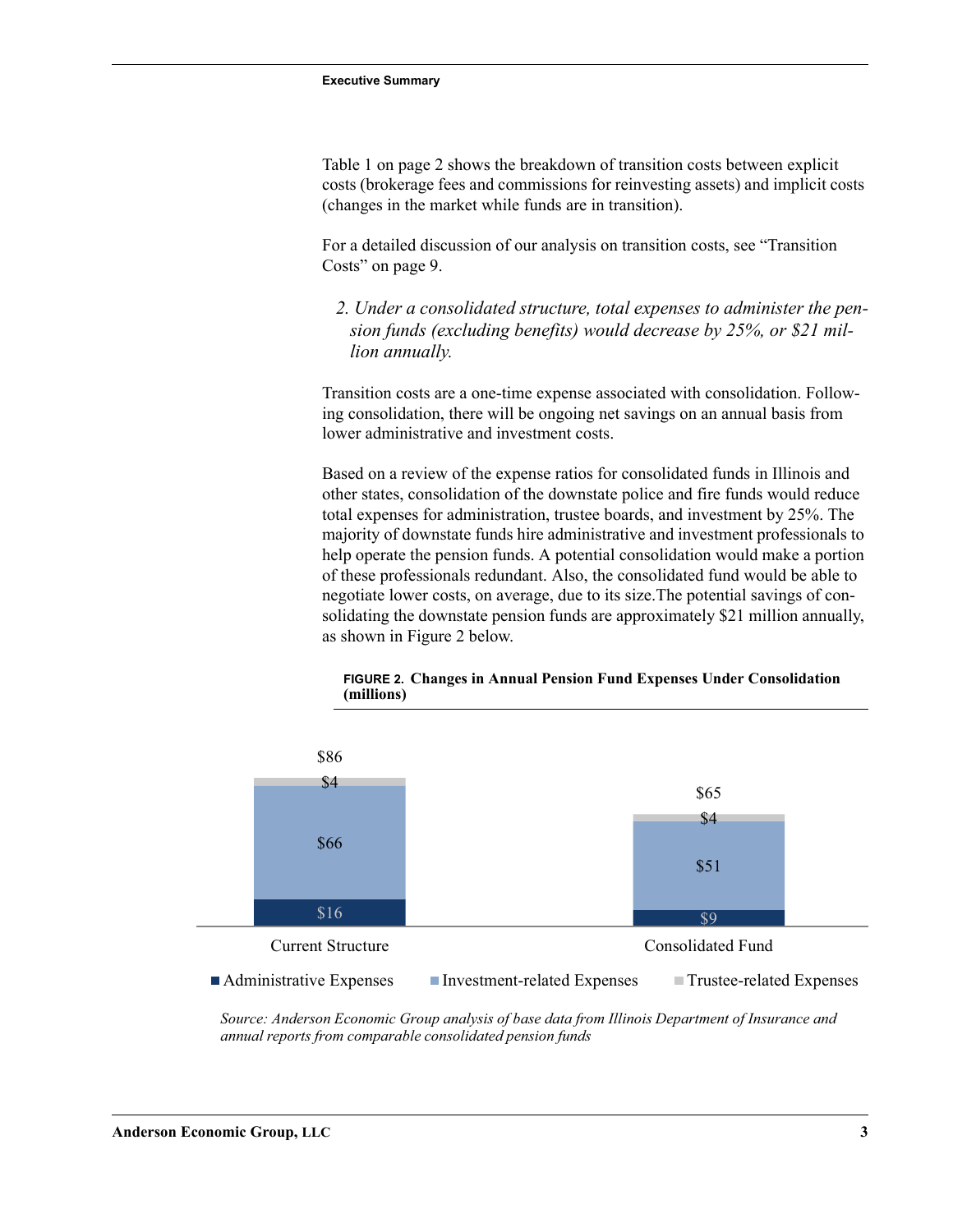Table 1 on page 2 shows the breakdown of transition costs between explicit costs (brokerage fees and commissions for reinvesting assets) and implicit costs (changes in the market while funds are in transition).

For a detailed discussion of our analysis on transition costs, see "Transition Costs" on page 9.

*2. Under a consolidated structure, total expenses to administer the pension funds (excluding benefits) would decrease by 25%, or $21 million annually.*

Transition costs are a one-time expense associated with consolidation. Following consolidation, there will be ongoing net savings on an annual basis from lower administrative and investment costs.

Based on a review of the expense ratios for consolidated funds in Illinois and other states, consolidation of the downstate police and fire funds would reduce total expenses for administration, trustee boards, and investment by 25%. The majority of downstate funds hire administrative and investment professionals to help operate the pension funds. A potential consolidation would make a portion of these professionals redundant. Also, the consolidated fund would be able to negotiate lower costs, on average, due to its size.The potential savings of consolidating the downstate pension funds are approximately $21 million annually, as shown in Figure 2 below.

**FIGURE 2. Changes in Annual Pension Fund Expenses Under Consolidation (millions)**

| | Current Structure | Consolidated Fund |
|---|---|---|
| Administrative Expenses | $16 | $9 |
| Investment-related Expenses | $66 | $51 |
| Trustee-related Expenses | $4 | $4 |
| Total | $86 | $65 |

*Source: Anderson Economic Group analysis of base data from Illinois Department of Insurance and annual reports from comparable consolidated pension funds*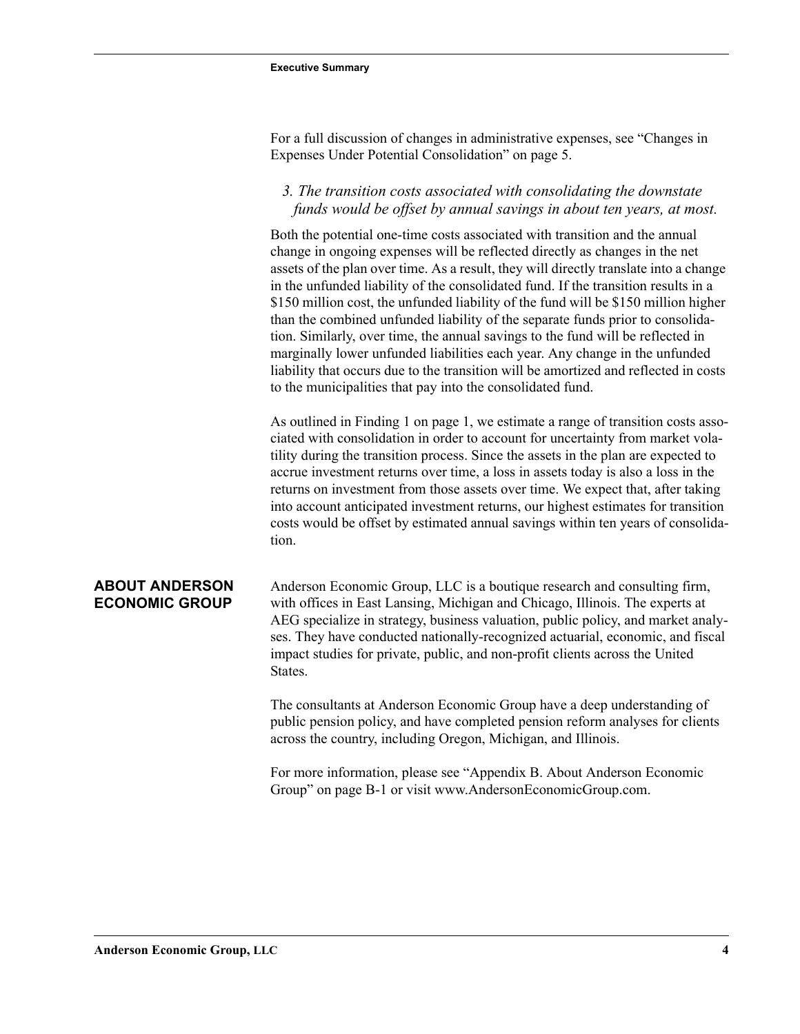For a full discussion of changes in administrative expenses, see "Changes in Expenses Under Potential Consolidation" on page 5.

*3. The transition costs associated with consolidating the downstate funds would be offset by annual savings in about ten years, at most.*

Both the potential one-time costs associated with transition and the annual change in ongoing expenses will be reflected directly as changes in the net assets of the plan over time. As a result, they will directly translate into a change in the unfunded liability of the consolidated fund. If the transition results in a $150 million cost, the unfunded liability of the fund will be $150 million higher than the combined unfunded liability of the separate funds prior to consolidation. Similarly, over time, the annual savings to the fund will be reflected in marginally lower unfunded liabilities each year. Any change in the unfunded liability that occurs due to the transition will be amortized and reflected in costs to the municipalities that pay into the consolidated fund.

As outlined in Finding 1 on page 1, we estimate a range of transition costs associated with consolidation in order to account for uncertainty from market volatility during the transition process. Since the assets in the plan are expected to accrue investment returns over time, a loss in assets today is also a loss in the returns on investment from those assets over time. We expect that, after taking into account anticipated investment returns, our highest estimates for transition costs would be offset by estimated annual savings within ten years of consolidation.

## ABOUT ANDERSON ECONOMIC GROUP

Anderson Economic Group, LLC is a boutique research and consulting firm, with offices in East Lansing, Michigan and Chicago, Illinois. The experts at AEG specialize in strategy, business valuation, public policy, and market analyses. They have conducted nationally-recognized actuarial, economic, and fiscal impact studies for private, public, and non-profit clients across the United States.

The consultants at Anderson Economic Group have a deep understanding of public pension policy, and have completed pension reform analyses for clients across the country, including Oregon, Michigan, and Illinois.

For more information, please see "Appendix B. About Anderson Economic Group" on page B-1 or visit www.AndersonEconomicGroup.com.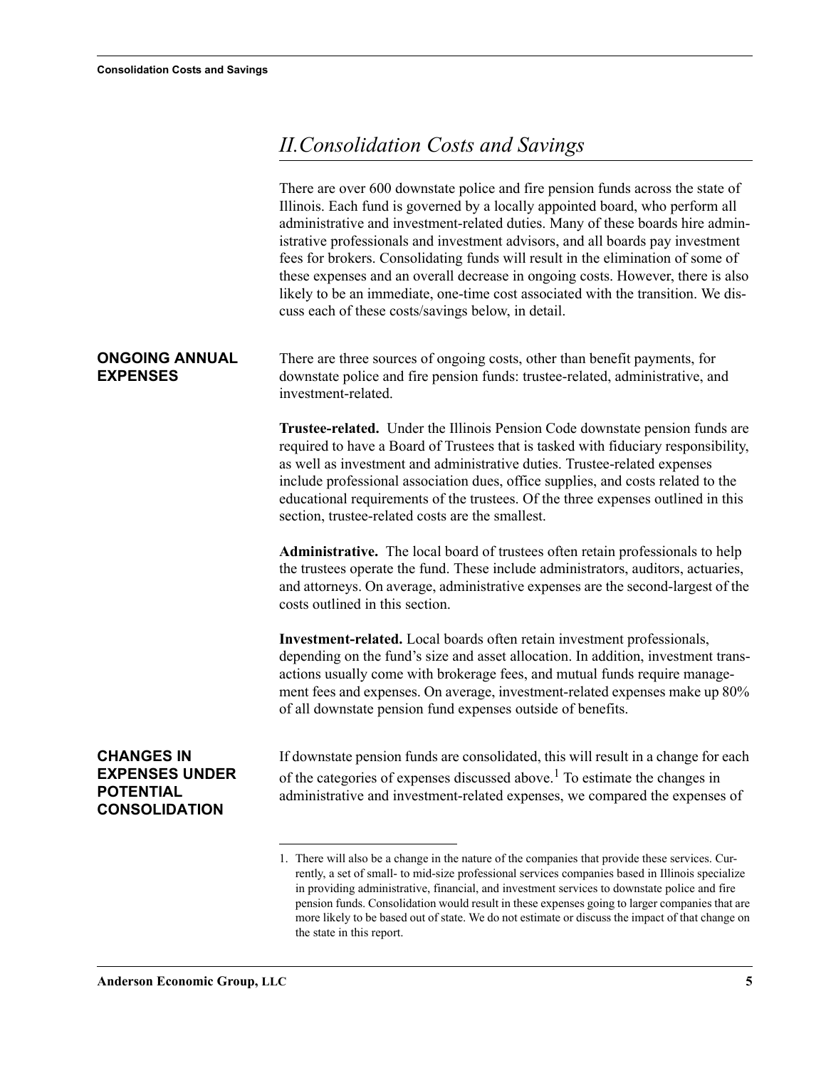## II. Consolidation Costs and Savings

There are over 600 downstate police and fire pension funds across the state of Illinois. Each fund is governed by a locally appointed board, who perform all administrative and investment-related duties. Many of these boards hire administrative professionals and investment advisors, and all boards pay investment fees for brokers. Consolidating funds will result in the elimination of some of these expenses and an overall decrease in ongoing costs. However, there is also likely to be an immediate, one-time cost associated with the transition. We discuss each of these costs/savings below, in detail.

### ONGOING ANNUAL EXPENSES

There are three sources of ongoing costs, other than benefit payments, for downstate police and fire pension funds: trustee-related, administrative, and investment-related.

**Trustee-related.** Under the Illinois Pension Code downstate pension funds are required to have a Board of Trustees that is tasked with fiduciary responsibility, as well as investment and administrative duties. Trustee-related expenses include professional association dues, office supplies, and costs related to the educational requirements of the trustees. Of the three expenses outlined in this section, trustee-related costs are the smallest.

**Administrative.** The local board of trustees often retain professionals to help the trustees operate the fund. These include administrators, auditors, actuaries, and attorneys. On average, administrative expenses are the second-largest of the costs outlined in this section.

**Investment-related.** Local boards often retain investment professionals, depending on the fund's size and asset allocation. In addition, investment transactions usually come with brokerage fees, and mutual funds require management fees and expenses. On average, investment-related expenses make up 80% of all downstate pension fund expenses outside of benefits.

### CHANGES IN EXPENSES UNDER POTENTIAL CONSOLIDATION

If downstate pension funds are consolidated, this will result in a change for each of the categories of expenses discussed above.[1] To estimate the changes in administrative and investment-related expenses, we compared the expenses of

1. There will also be a change in the nature of the companies that provide these services. Currently, a set of small- to mid-size professional services companies based in Illinois specialize in providing administrative, financial, and investment services to downstate police and fire pension funds. Consolidation would result in these expenses going to larger companies that are more likely to be based out of state. We do not estimate or discuss the impact of that change on the state in this report.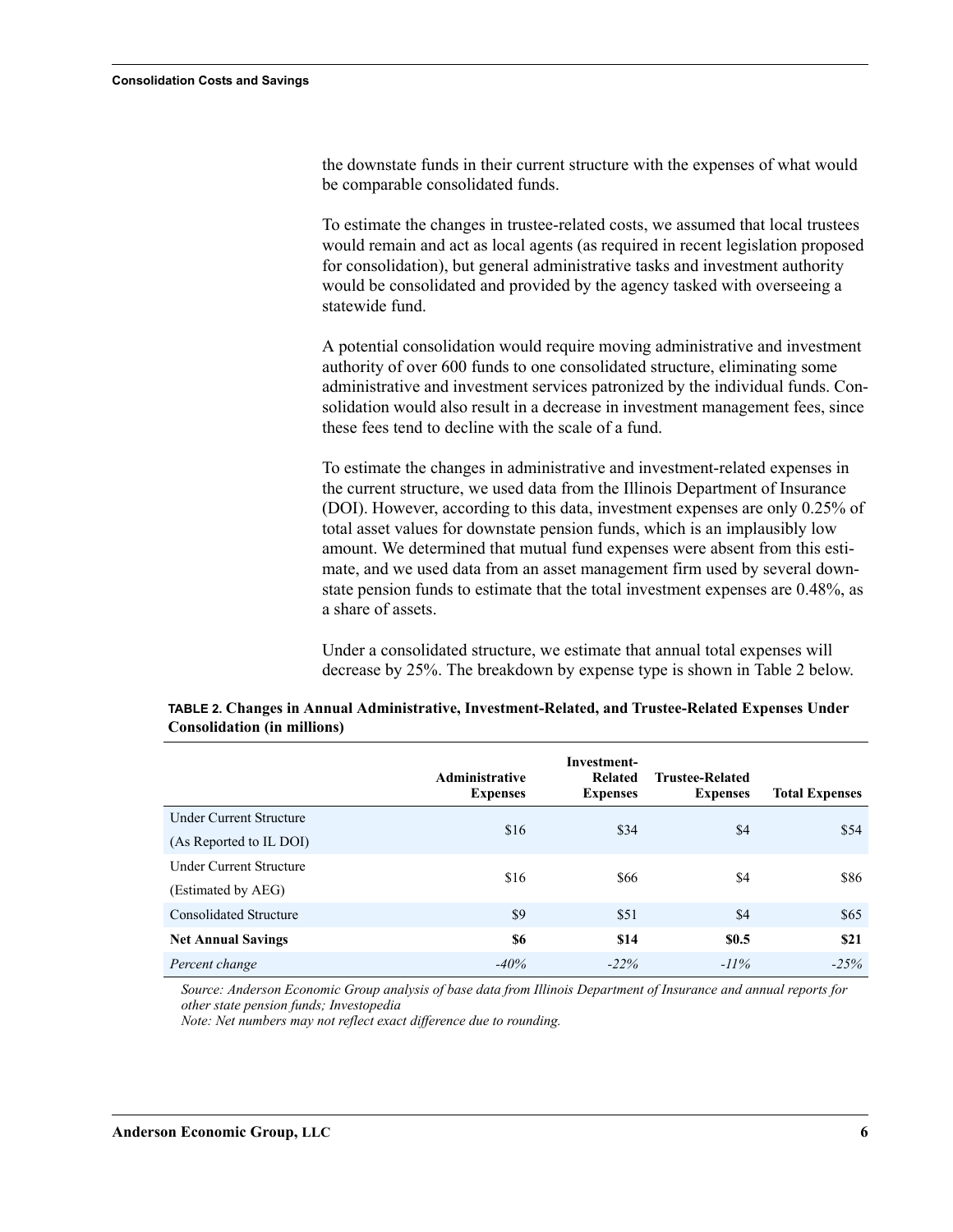the downstate funds in their current structure with the expenses of what would be comparable consolidated funds.

To estimate the changes in trustee-related costs, we assumed that local trustees would remain and act as local agents (as required in recent legislation proposed for consolidation), but general administrative tasks and investment authority would be consolidated and provided by the agency tasked with overseeing a statewide fund.

A potential consolidation would require moving administrative and investment authority of over 600 funds to one consolidated structure, eliminating some administrative and investment services patronized by the individual funds. Consolidation would also result in a decrease in investment management fees, since these fees tend to decline with the scale of a fund.

To estimate the changes in administrative and investment-related expenses in the current structure, we used data from the Illinois Department of Insurance (DOI). However, according to this data, investment expenses are only 0.25% of total asset values for downstate pension funds, which is an implausibly low amount. We determined that mutual fund expenses were absent from this estimate, and we used data from an asset management firm used by several downstate pension funds to estimate that the total investment expenses are 0.48%, as a share of assets.

Under a consolidated structure, we estimate that annual total expenses will decrease by 25%. The breakdown by expense type is shown in Table 2 below.

**TABLE 2. Changes in Annual Administrative, Investment-Related, and Trustee-Related Expenses Under Consolidation (in millions)**

| | Administrative Expenses | Investment-Related Expenses | Trustee-Related Expenses | Total Expenses |
|---|---|---|---|---|
| Under Current Structure (As Reported to IL DOI) | $16 | $34 | $4 | $54 |
| Under Current Structure (Estimated by AEG) | $16 | $66 | $4 | $86 |
| Consolidated Structure | $9 | $51 | $4 | $65 |
| **Net Annual Savings** | **$6** | **$14** | **$0.5** | **$21** |
| *Percent change* | *-40%* | *-22%* | *-11%* | *-25%* |

*Source: Anderson Economic Group analysis of base data from Illinois Department of Insurance and annual reports for other state pension funds; Investopedia*
*Note: Net numbers may not reflect exact difference due to rounding.*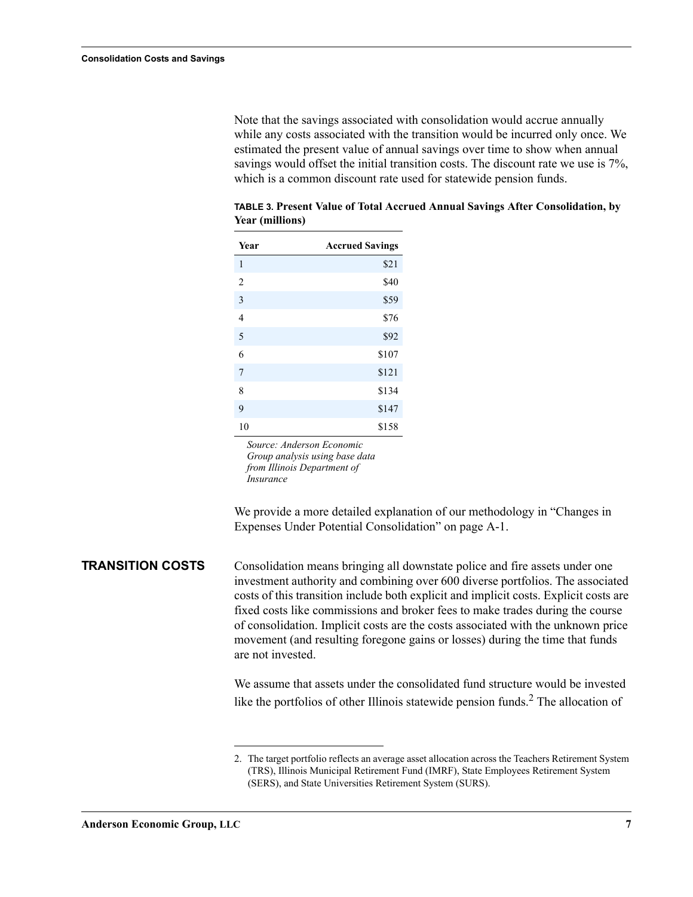Note that the savings associated with consolidation would accrue annually while any costs associated with the transition would be incurred only once. We estimated the present value of annual savings over time to show when annual savings would offset the initial transition costs. The discount rate we use is 7%, which is a common discount rate used for statewide pension funds.

**TABLE 3. Present Value of Total Accrued Annual Savings After Consolidation, by Year (millions)**

| Year | Accrued Savings |
|---|---:|
| 1 | $21 |
| 2 | $40 |
| 3 | $59 |
| 4 | $76 |
| 5 | $92 |
| 6 | $107 |
| 7 | $121 |
| 8 | $134 |
| 9 | $147 |
| 10 | $158 |

*Source: Anderson Economic Group analysis using base data from Illinois Department of Insurance*

We provide a more detailed explanation of our methodology in "Changes in Expenses Under Potential Consolidation" on page A-1.

## TRANSITION COSTS

Consolidation means bringing all downstate police and fire assets under one investment authority and combining over 600 diverse portfolios. The associated costs of this transition include both explicit and implicit costs. Explicit costs are fixed costs like commissions and broker fees to make trades during the course of consolidation. Implicit costs are the costs associated with the unknown price movement (and resulting foregone gains or losses) during the time that funds are not invested.

We assume that assets under the consolidated fund structure would be invested like the portfolios of other Illinois statewide pension funds.[2] The allocation of

2. The target portfolio reflects an average asset allocation across the Teachers Retirement System (TRS), Illinois Municipal Retirement Fund (IMRF), State Employees Retirement System (SERS), and State Universities Retirement System (SURS).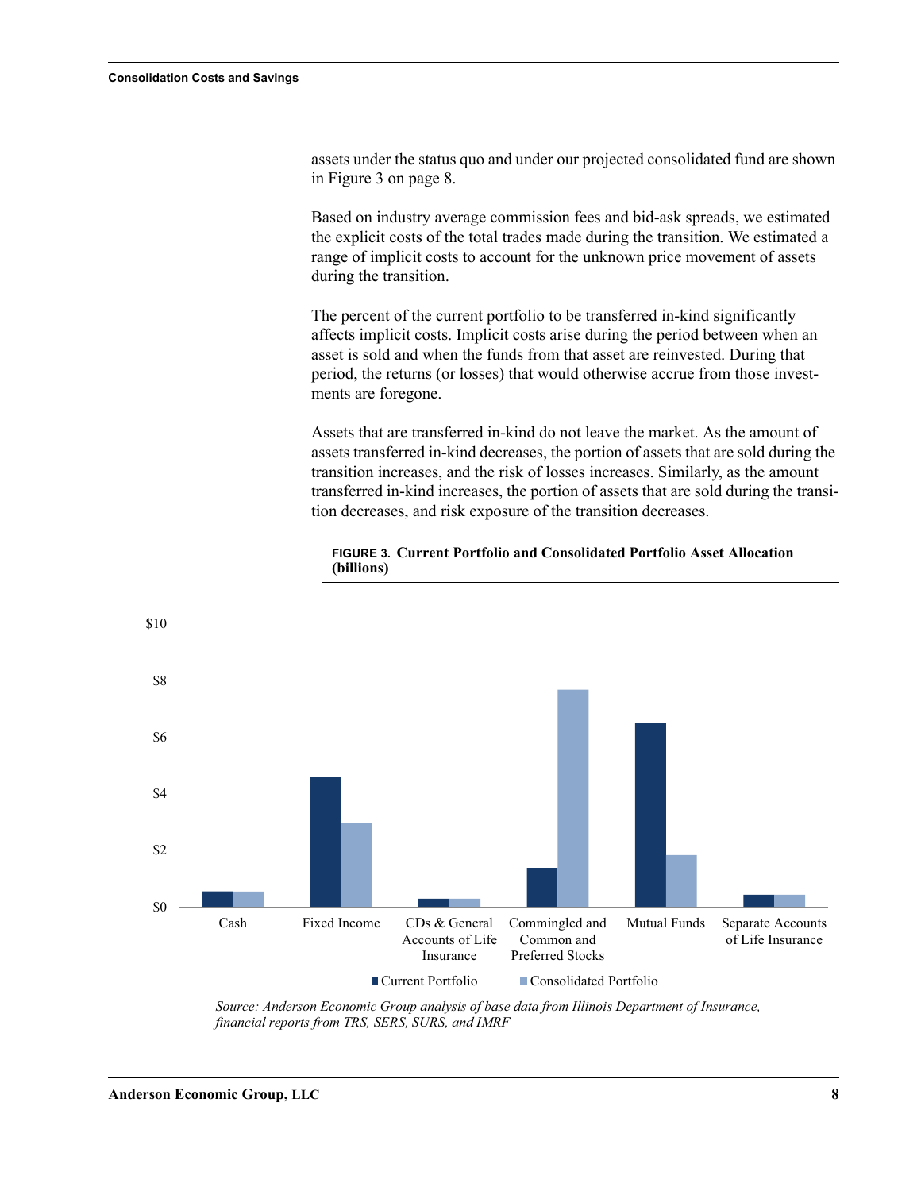assets under the status quo and under our projected consolidated fund are shown in Figure 3 on page 8.

Based on industry average commission fees and bid-ask spreads, we estimated the explicit costs of the total trades made during the transition. We estimated a range of implicit costs to account for the unknown price movement of assets during the transition.

The percent of the current portfolio to be transferred in-kind significantly affects implicit costs. Implicit costs arise during the period between when an asset is sold and when the funds from that asset are reinvested. During that period, the returns (or losses) that would otherwise accrue from those investments are foregone.

Assets that are transferred in-kind do not leave the market. As the amount of assets transferred in-kind decreases, the portion of assets that are sold during the transition increases, and the risk of losses increases. Similarly, as the amount transferred in-kind increases, the portion of assets that are sold during the transition decreases, and risk exposure of the transition decreases.

**FIGURE 3. Current Portfolio and Consolidated Portfolio Asset Allocation (billions)**

*Source: Anderson Economic Group analysis of base data from Illinois Department of Insurance, financial reports from TRS, SERS, SURS, and IMRF*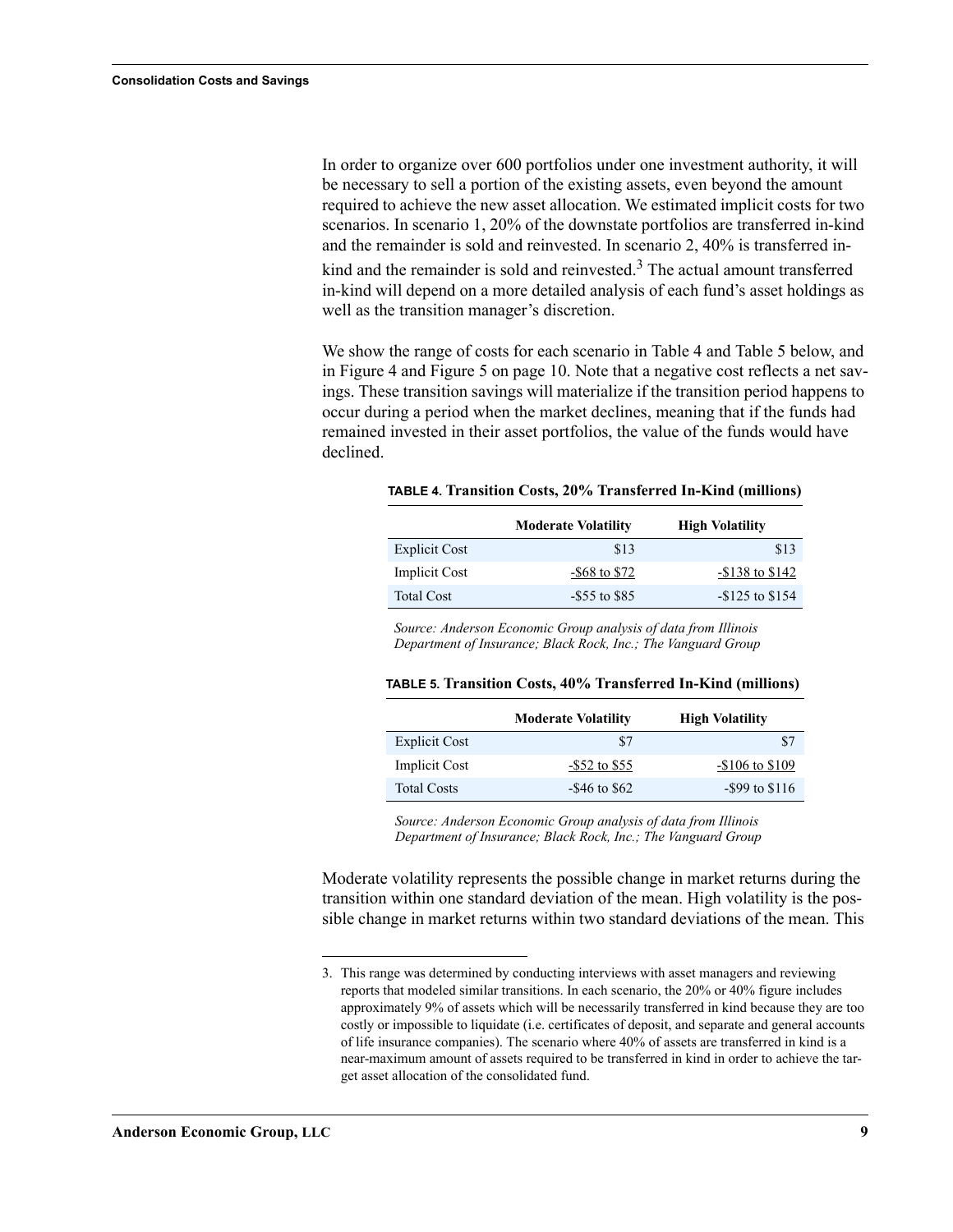In order to organize over 600 portfolios under one investment authority, it will be necessary to sell a portion of the existing assets, even beyond the amount required to achieve the new asset allocation. We estimated implicit costs for two scenarios. In scenario 1, 20% of the downstate portfolios are transferred in-kind and the remainder is sold and reinvested. In scenario 2, 40% is transferred in-kind and the remainder is sold and reinvested.[3] The actual amount transferred in-kind will depend on a more detailed analysis of each fund's asset holdings as well as the transition manager's discretion.

We show the range of costs for each scenario in Table 4 and Table 5 below, and in Figure 4 and Figure 5 on page 10. Note that a negative cost reflects a net savings. These transition savings will materialize if the transition period happens to occur during a period when the market declines, meaning that if the funds had remained invested in their asset portfolios, the value of the funds would have declined.

**TABLE 4. Transition Costs, 20% Transferred In-Kind (millions)**

| | Moderate Volatility | High Volatility |
|---|---|---|
| Explicit Cost | $13 | $13 |
| Implicit Cost | -$68 to $72 | -$138 to $142 |
| Total Cost | -$55 to $85 | -$125 to $154 |

*Source: Anderson Economic Group analysis of data from Illinois Department of Insurance; Black Rock, Inc.; The Vanguard Group*

**TABLE 5. Transition Costs, 40% Transferred In-Kind (millions)**

| | Moderate Volatility | High Volatility |
|---|---|---|
| Explicit Cost | $7 | $7 |
| Implicit Cost | -$52 to $55 | -$106 to $109 |
| Total Costs | -$46 to $62 | -$99 to $116 |

*Source: Anderson Economic Group analysis of data from Illinois Department of Insurance; Black Rock, Inc.; The Vanguard Group*

Moderate volatility represents the possible change in market returns during the transition within one standard deviation of the mean. High volatility is the possible change in market returns within two standard deviations of the mean. This

3. This range was determined by conducting interviews with asset managers and reviewing reports that modeled similar transitions. In each scenario, the 20% or 40% figure includes approximately 9% of assets which will be necessarily transferred in kind because they are too costly or impossible to liquidate (i.e. certificates of deposit, and separate and general accounts of life insurance companies). The scenario where 40% of assets are transferred in kind is a near-maximum amount of assets required to be transferred in kind in order to achieve the target asset allocation of the consolidated fund.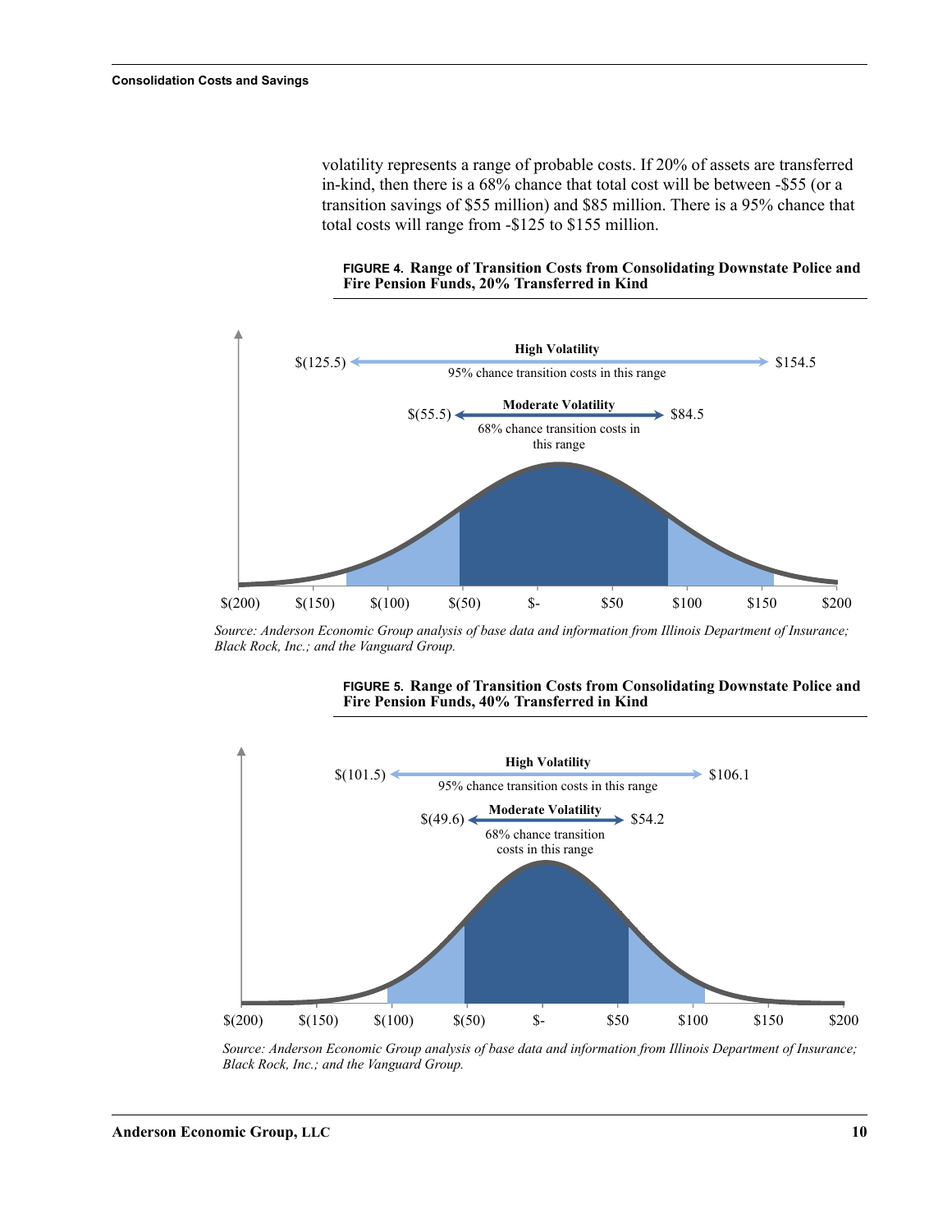volatility represents a range of probable costs. If 20% of assets are transferred in-kind, then there is a 68% chance that total cost will be between -$55 (or a transition savings of $55 million) and $85 million. There is a 95% chance that total costs will range from -$125 to $155 million.

**FIGURE 4. Range of Transition Costs from Consolidating Downstate Police and Fire Pension Funds, 20% Transferred in Kind**

High Volatility: $(125.5) to $154.5 — 95% chance transition costs in this range

Moderate Volatility: $(55.5) to $84.5 — 68% chance transition costs in this range

*Source: Anderson Economic Group analysis of base data and information from Illinois Department of Insurance; Black Rock, Inc.; and the Vanguard Group.*

**FIGURE 5. Range of Transition Costs from Consolidating Downstate Police and Fire Pension Funds, 40% Transferred in Kind**

High Volatility: $(101.5) to $106.1 — 95% chance transition costs in this range

Moderate Volatility: $(49.6) to $54.2 — 68% chance transition costs in this range

*Source: Anderson Economic Group analysis of base data and information from Illinois Department of Insurance; Black Rock, Inc.; and the Vanguard Group.*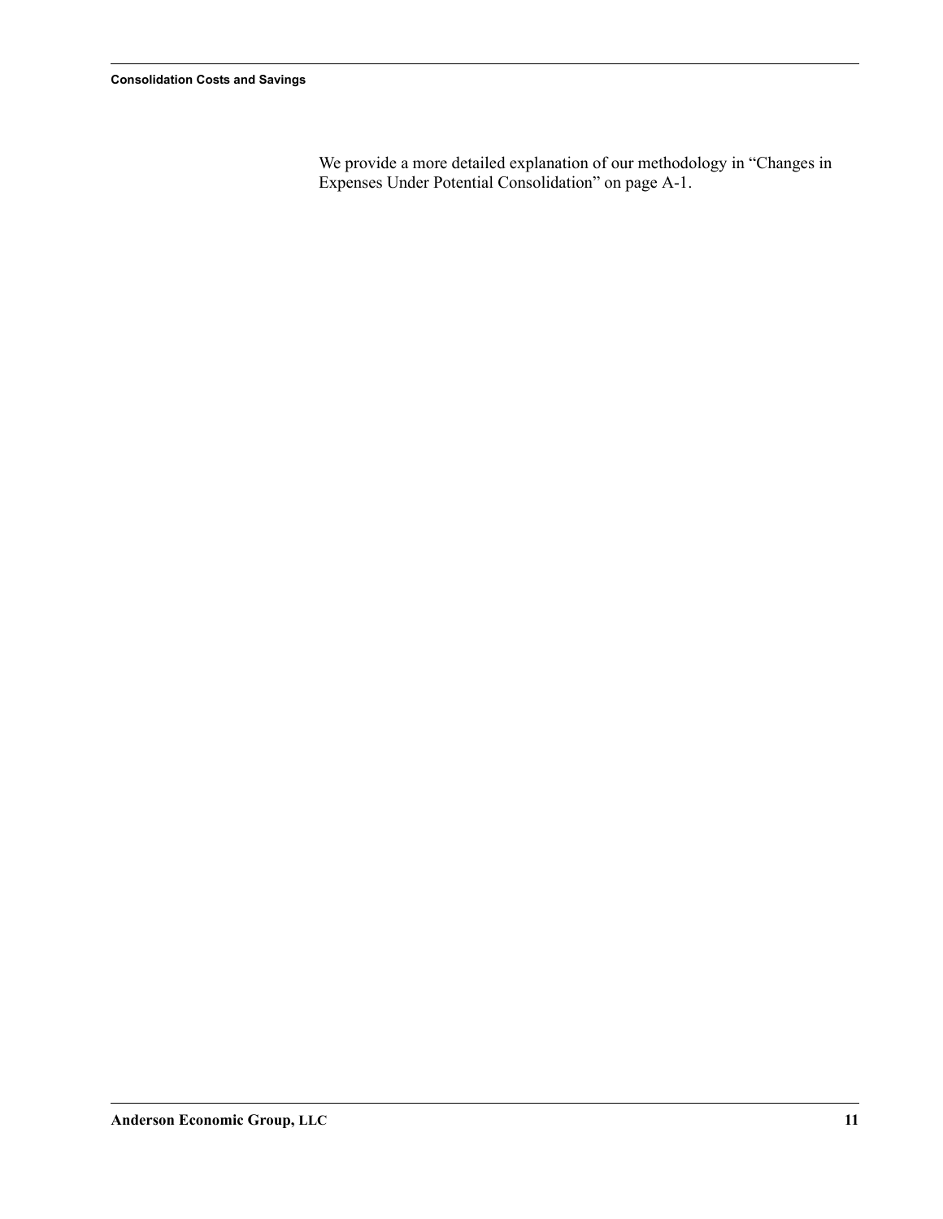We provide a more detailed explanation of our methodology in “Changes in Expenses Under Potential Consolidation” on page A-1.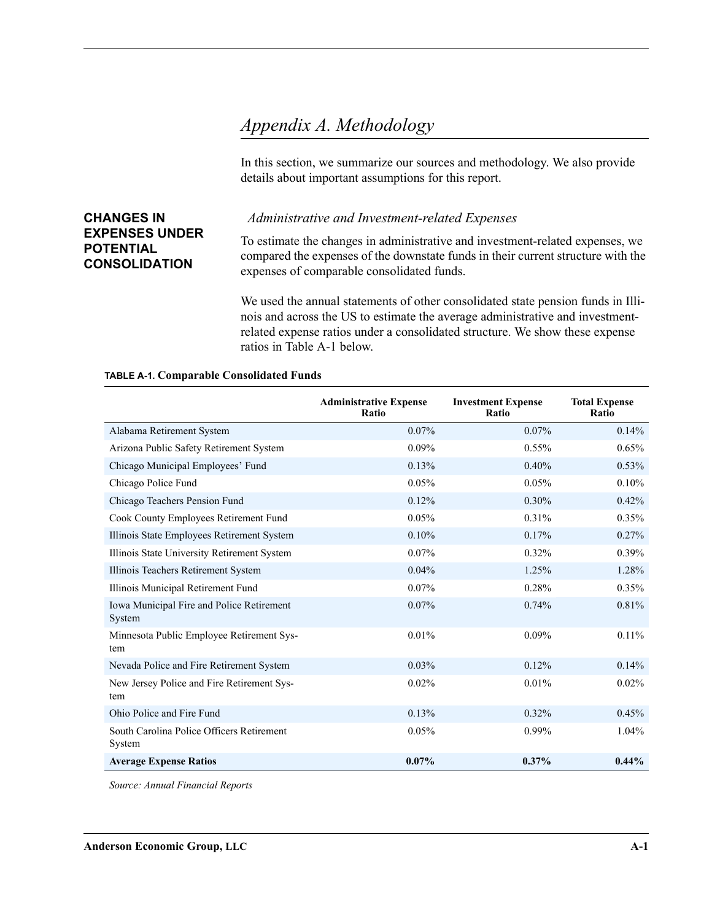# Appendix A. Methodology

In this section, we summarize our sources and methodology. We also provide details about important assumptions for this report.

## CHANGES IN EXPENSES UNDER POTENTIAL CONSOLIDATION

*Administrative and Investment-related Expenses*

To estimate the changes in administrative and investment-related expenses, we compared the expenses of the downstate funds in their current structure with the expenses of comparable consolidated funds.

We used the annual statements of other consolidated state pension funds in Illinois and across the US to estimate the average administrative and investment-related expense ratios under a consolidated structure. We show these expense ratios in Table A-1 below.

**TABLE A-1. Comparable Consolidated Funds**

| | Administrative Expense Ratio | Investment Expense Ratio | Total Expense Ratio |
|---|---|---|---|
| Alabama Retirement System | 0.07% | 0.07% | 0.14% |
| Arizona Public Safety Retirement System | 0.09% | 0.55% | 0.65% |
| Chicago Municipal Employees' Fund | 0.13% | 0.40% | 0.53% |
| Chicago Police Fund | 0.05% | 0.05% | 0.10% |
| Chicago Teachers Pension Fund | 0.12% | 0.30% | 0.42% |
| Cook County Employees Retirement Fund | 0.05% | 0.31% | 0.35% |
| Illinois State Employees Retirement System | 0.10% | 0.17% | 0.27% |
| Illinois State University Retirement System | 0.07% | 0.32% | 0.39% |
| Illinois Teachers Retirement System | 0.04% | 1.25% | 1.28% |
| Illinois Municipal Retirement Fund | 0.07% | 0.28% | 0.35% |
| Iowa Municipal Fire and Police Retirement System | 0.07% | 0.74% | 0.81% |
| Minnesota Public Employee Retirement System | 0.01% | 0.09% | 0.11% |
| Nevada Police and Fire Retirement System | 0.03% | 0.12% | 0.14% |
| New Jersey Police and Fire Retirement System | 0.02% | 0.01% | 0.02% |
| Ohio Police and Fire Fund | 0.13% | 0.32% | 0.45% |
| South Carolina Police Officers Retirement System | 0.05% | 0.99% | 1.04% |
| **Average Expense Ratios** | **0.07%** | **0.37%** | **0.44%** |

*Source: Annual Financial Reports*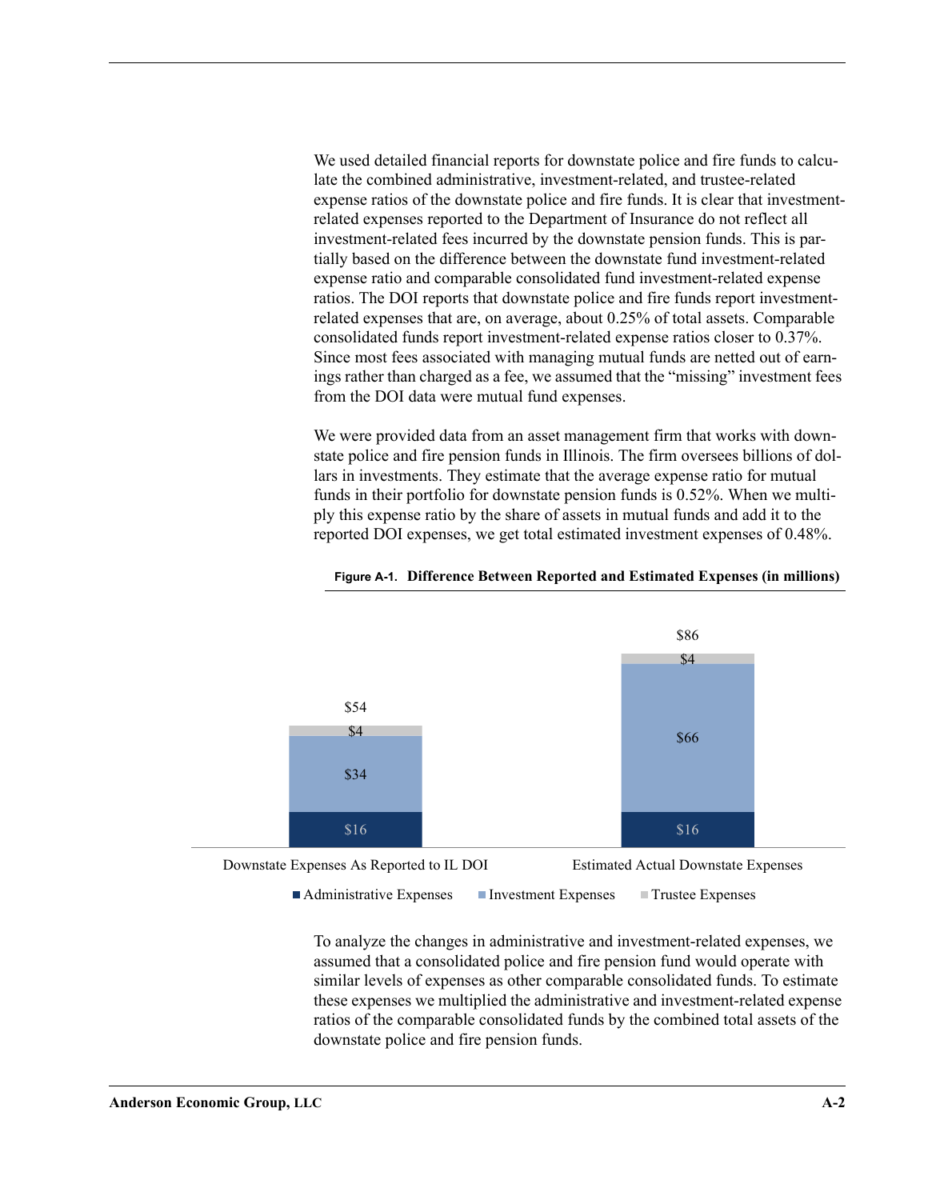We used detailed financial reports for downstate police and fire funds to calculate the combined administrative, investment-related, and trustee-related expense ratios of the downstate police and fire funds. It is clear that investment-related expenses reported to the Department of Insurance do not reflect all investment-related fees incurred by the downstate pension funds. This is partially based on the difference between the downstate fund investment-related expense ratio and comparable consolidated fund investment-related expense ratios. The DOI reports that downstate police and fire funds report investment-related expenses that are, on average, about 0.25% of total assets. Comparable consolidated funds report investment-related expense ratios closer to 0.37%. Since most fees associated with managing mutual funds are netted out of earnings rather than charged as a fee, we assumed that the "missing" investment fees from the DOI data were mutual fund expenses.

We were provided data from an asset management firm that works with downstate police and fire pension funds in Illinois. The firm oversees billions of dollars in investments. They estimate that the average expense ratio for mutual funds in their portfolio for downstate pension funds is 0.52%. When we multiply this expense ratio by the share of assets in mutual funds and add it to the reported DOI expenses, we get total estimated investment expenses of 0.48%.

**Figure A-1. Difference Between Reported and Estimated Expenses (in millions)**

| | Downstate Expenses As Reported to IL DOI | Estimated Actual Downstate Expenses |
|---|---|---|
| Administrative Expenses | $16 | $16 |
| Investment Expenses | $34 | $66 |
| Trustee Expenses | $4 | $4 |
| Total | $54 | $86 |

To analyze the changes in administrative and investment-related expenses, we assumed that a consolidated police and fire pension fund would operate with similar levels of expenses as other comparable consolidated funds. To estimate these expenses we multiplied the administrative and investment-related expense ratios of the comparable consolidated funds by the combined total assets of the downstate police and fire pension funds.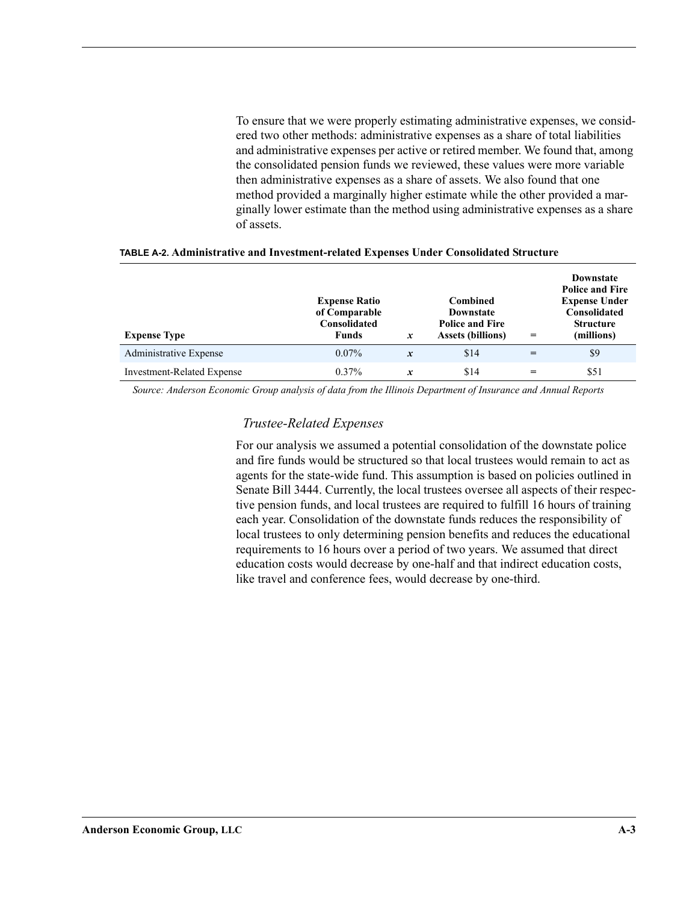To ensure that we were properly estimating administrative expenses, we considered two other methods: administrative expenses as a share of total liabilities and administrative expenses per active or retired member. We found that, among the consolidated pension funds we reviewed, these values were more variable then administrative expenses as a share of assets. We also found that one method provided a marginally higher estimate while the other provided a marginally lower estimate than the method using administrative expenses as a share of assets.

**TABLE A-2. Administrative and Investment-related Expenses Under Consolidated Structure**

| Expense Type | Expense Ratio of Comparable Consolidated Funds | *x* | Combined Downstate Police and Fire Assets (billions) | = | Downstate Police and Fire Expense Under Consolidated Structure (millions) |
|---|---|---|---|---|---|
| Administrative Expense | 0.07% | *x* | \$14 | = | \$9 |
| Investment-Related Expense | 0.37% | *x* | \$14 | = | \$51 |

*Source: Anderson Economic Group analysis of data from the Illinois Department of Insurance and Annual Reports*

### *Trustee-Related Expenses*

For our analysis we assumed a potential consolidation of the downstate police and fire funds would be structured so that local trustees would remain to act as agents for the state-wide fund. This assumption is based on policies outlined in Senate Bill 3444. Currently, the local trustees oversee all aspects of their respective pension funds, and local trustees are required to fulfill 16 hours of training each year. Consolidation of the downstate funds reduces the responsibility of local trustees to only determining pension benefits and reduces the educational requirements to 16 hours over a period of two years. We assumed that direct education costs would decrease by one-half and that indirect education costs, like travel and conference fees, would decrease by one-third.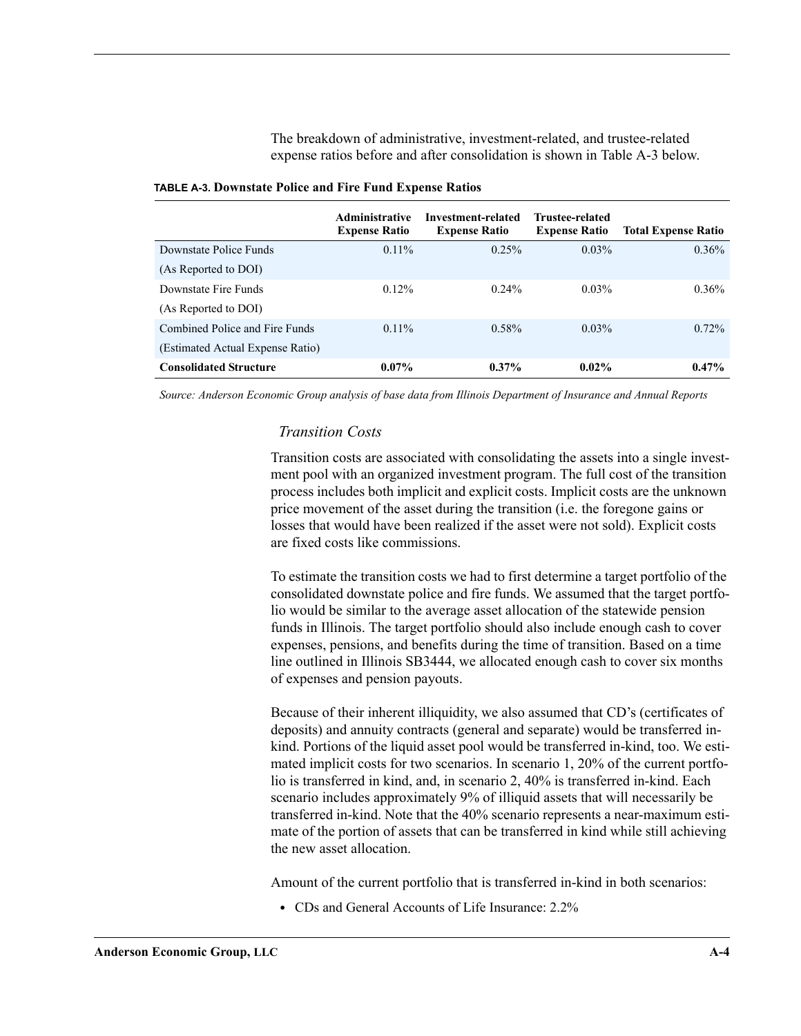The breakdown of administrative, investment-related, and trustee-related expense ratios before and after consolidation is shown in Table A-3 below.

**TABLE A-3. Downstate Police and Fire Fund Expense Ratios**

| | Administrative Expense Ratio | Investment-related Expense Ratio | Trustee-related Expense Ratio | Total Expense Ratio |
|---|---|---|---|---|
| Downstate Police Funds (As Reported to DOI) | 0.11% | 0.25% | 0.03% | 0.36% |
| Downstate Fire Funds (As Reported to DOI) | 0.12% | 0.24% | 0.03% | 0.36% |
| Combined Police and Fire Funds (Estimated Actual Expense Ratio) | 0.11% | 0.58% | 0.03% | 0.72% |
| **Consolidated Structure** | **0.07%** | **0.37%** | **0.02%** | **0.47%** |

*Source: Anderson Economic Group analysis of base data from Illinois Department of Insurance and Annual Reports*

### *Transition Costs*

Transition costs are associated with consolidating the assets into a single investment pool with an organized investment program. The full cost of the transition process includes both implicit and explicit costs. Implicit costs are the unknown price movement of the asset during the transition (i.e. the foregone gains or losses that would have been realized if the asset were not sold). Explicit costs are fixed costs like commissions.

To estimate the transition costs we had to first determine a target portfolio of the consolidated downstate police and fire funds. We assumed that the target portfolio would be similar to the average asset allocation of the statewide pension funds in Illinois. The target portfolio should also include enough cash to cover expenses, pensions, and benefits during the time of transition. Based on a time line outlined in Illinois SB3444, we allocated enough cash to cover six months of expenses and pension payouts.

Because of their inherent illiquidity, we also assumed that CD's (certificates of deposits) and annuity contracts (general and separate) would be transferred in-kind. Portions of the liquid asset pool would be transferred in-kind, too. We estimated implicit costs for two scenarios. In scenario 1, 20% of the current portfolio is transferred in kind, and, in scenario 2, 40% is transferred in-kind. Each scenario includes approximately 9% of illiquid assets that will necessarily be transferred in-kind. Note that the 40% scenario represents a near-maximum estimate of the portion of assets that can be transferred in kind while still achieving the new asset allocation.

Amount of the current portfolio that is transferred in-kind in both scenarios:

- CDs and General Accounts of Life Insurance: 2.2%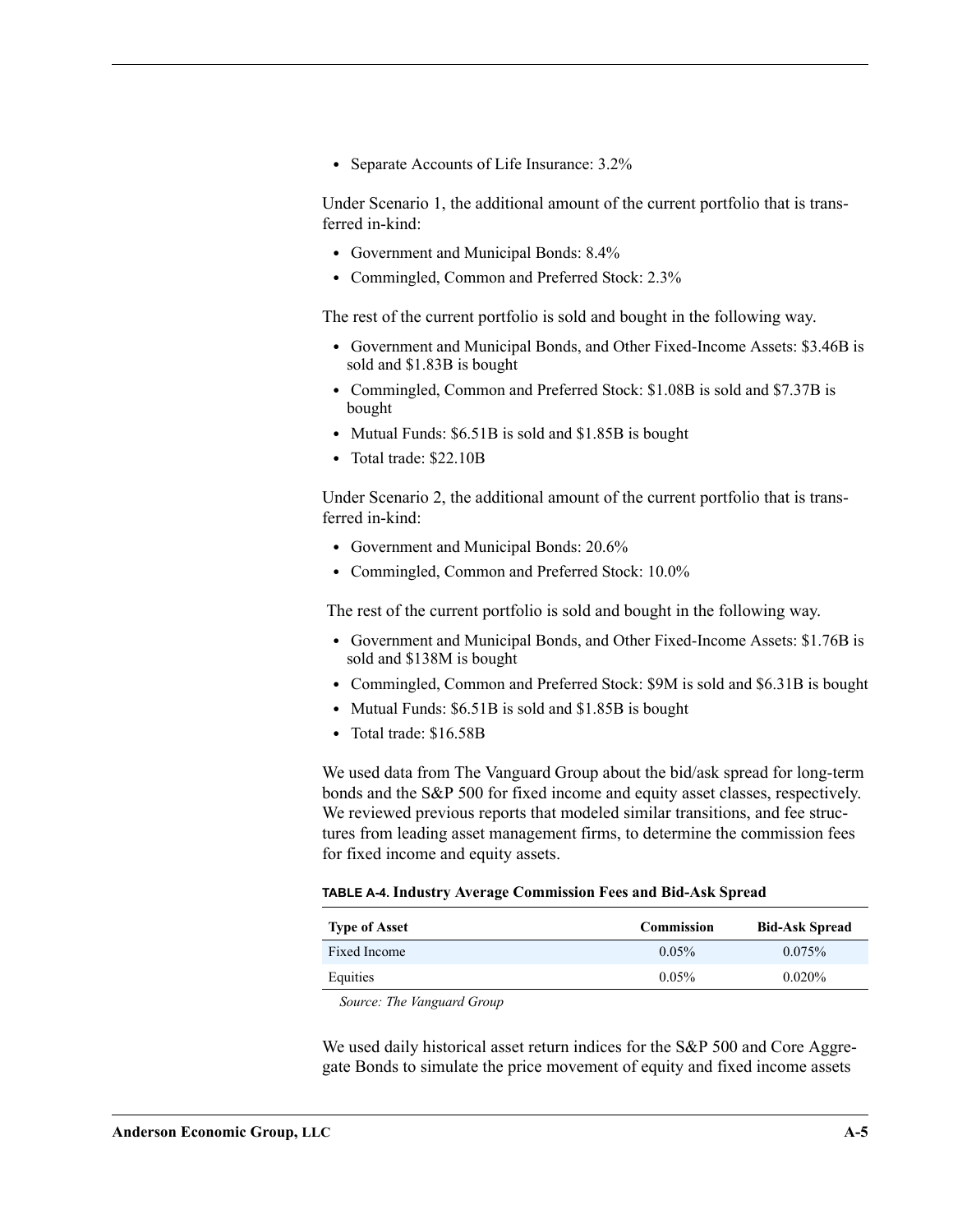- Separate Accounts of Life Insurance: 3.2%

Under Scenario 1, the additional amount of the current portfolio that is transferred in-kind:

- Government and Municipal Bonds: 8.4%
- Commingled, Common and Preferred Stock: 2.3%

The rest of the current portfolio is sold and bought in the following way.

- Government and Municipal Bonds, and Other Fixed-Income Assets: $3.46B is sold and $1.83B is bought
- Commingled, Common and Preferred Stock: $1.08B is sold and $7.37B is bought
- Mutual Funds: $6.51B is sold and $1.85B is bought
- Total trade: $22.10B

Under Scenario 2, the additional amount of the current portfolio that is transferred in-kind:

- Government and Municipal Bonds: 20.6%
- Commingled, Common and Preferred Stock: 10.0%

The rest of the current portfolio is sold and bought in the following way.

- Government and Municipal Bonds, and Other Fixed-Income Assets: $1.76B is sold and $138M is bought
- Commingled, Common and Preferred Stock: $9M is sold and $6.31B is bought
- Mutual Funds: $6.51B is sold and $1.85B is bought
- Total trade: $16.58B

We used data from The Vanguard Group about the bid/ask spread for long-term bonds and the S&P 500 for fixed income and equity asset classes, respectively. We reviewed previous reports that modeled similar transitions, and fee structures from leading asset management firms, to determine the commission fees for fixed income and equity assets.

**TABLE A-4. Industry Average Commission Fees and Bid-Ask Spread**

| Type of Asset | Commission | Bid-Ask Spread |
|---|---|---|
| Fixed Income | 0.05% | 0.075% |
| Equities | 0.05% | 0.020% |

*Source: The Vanguard Group*

We used daily historical asset return indices for the S&P 500 and Core Aggregate Bonds to simulate the price movement of equity and fixed income assets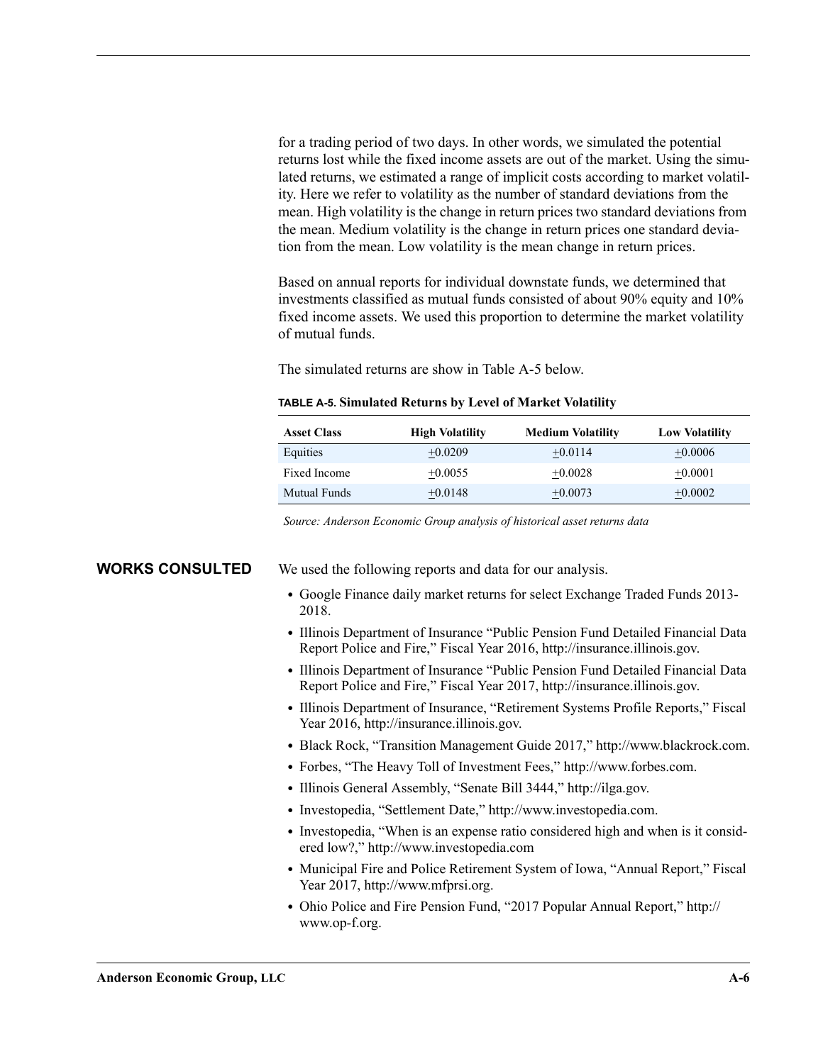for a trading period of two days. In other words, we simulated the potential returns lost while the fixed income assets are out of the market. Using the simulated returns, we estimated a range of implicit costs according to market volatility. Here we refer to volatility as the number of standard deviations from the mean. High volatility is the change in return prices two standard deviations from the mean. Medium volatility is the change in return prices one standard deviation from the mean. Low volatility is the mean change in return prices.

Based on annual reports for individual downstate funds, we determined that investments classified as mutual funds consisted of about 90% equity and 10% fixed income assets. We used this proportion to determine the market volatility of mutual funds.

The simulated returns are show in Table A-5 below.

**TABLE A-5. Simulated Returns by Level of Market Volatility**

| Asset Class | High Volatility | Medium Volatility | Low Volatility |
|---|---|---|---|
| Equities | ±0.0209 | ±0.0114 | ±0.0006 |
| Fixed Income | ±0.0055 | ±0.0028 | ±0.0001 |
| Mutual Funds | ±0.0148 | ±0.0073 | ±0.0002 |

*Source: Anderson Economic Group analysis of historical asset returns data*

## WORKS CONSULTED

We used the following reports and data for our analysis.

- Google Finance daily market returns for select Exchange Traded Funds 2013-2018.
- Illinois Department of Insurance "Public Pension Fund Detailed Financial Data Report Police and Fire," Fiscal Year 2016, http://insurance.illinois.gov.
- Illinois Department of Insurance "Public Pension Fund Detailed Financial Data Report Police and Fire," Fiscal Year 2017, http://insurance.illinois.gov.
- Illinois Department of Insurance, "Retirement Systems Profile Reports," Fiscal Year 2016, http://insurance.illinois.gov.
- Black Rock, "Transition Management Guide 2017," http://www.blackrock.com.
- Forbes, "The Heavy Toll of Investment Fees," http://www.forbes.com.
- Illinois General Assembly, "Senate Bill 3444," http://ilga.gov.
- Investopedia, "Settlement Date," http://www.investopedia.com.
- Investopedia, "When is an expense ratio considered high and when is it considered low?," http://www.investopedia.com
- Municipal Fire and Police Retirement System of Iowa, "Annual Report," Fiscal Year 2017, http://www.mfprsi.org.
- Ohio Police and Fire Pension Fund, "2017 Popular Annual Report," http://www.op-f.org.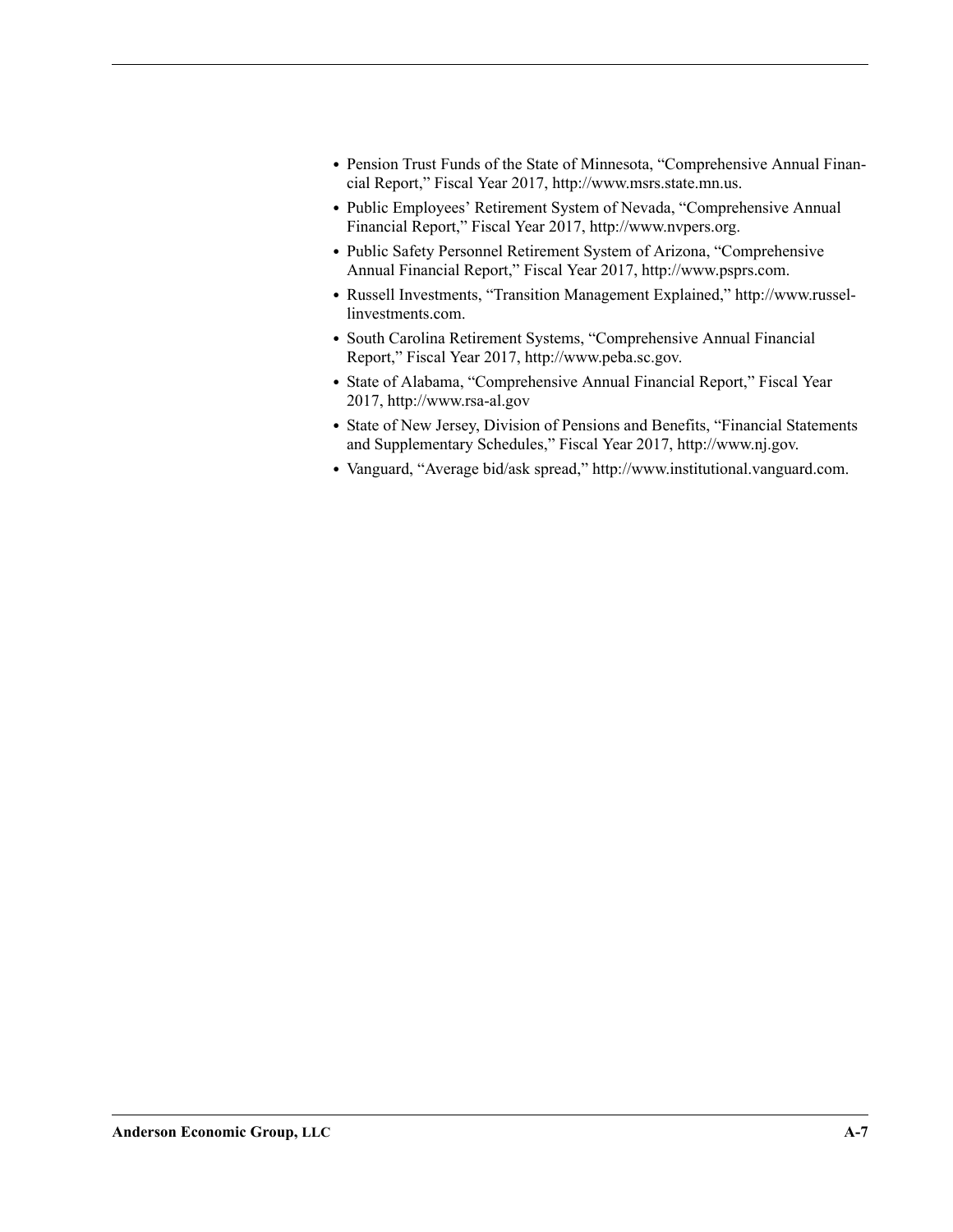- Pension Trust Funds of the State of Minnesota, "Comprehensive Annual Financial Report," Fiscal Year 2017, http://www.msrs.state.mn.us.
- Public Employees' Retirement System of Nevada, "Comprehensive Annual Financial Report," Fiscal Year 2017, http://www.nvpers.org.
- Public Safety Personnel Retirement System of Arizona, "Comprehensive Annual Financial Report," Fiscal Year 2017, http://www.psprs.com.
- Russell Investments, "Transition Management Explained," http://www.russellinvestments.com.
- South Carolina Retirement Systems, "Comprehensive Annual Financial Report," Fiscal Year 2017, http://www.peba.sc.gov.
- State of Alabama, "Comprehensive Annual Financial Report," Fiscal Year 2017, http://www.rsa-al.gov
- State of New Jersey, Division of Pensions and Benefits, "Financial Statements and Supplementary Schedules," Fiscal Year 2017, http://www.nj.gov.
- Vanguard, "Average bid/ask spread," http://www.institutional.vanguard.com.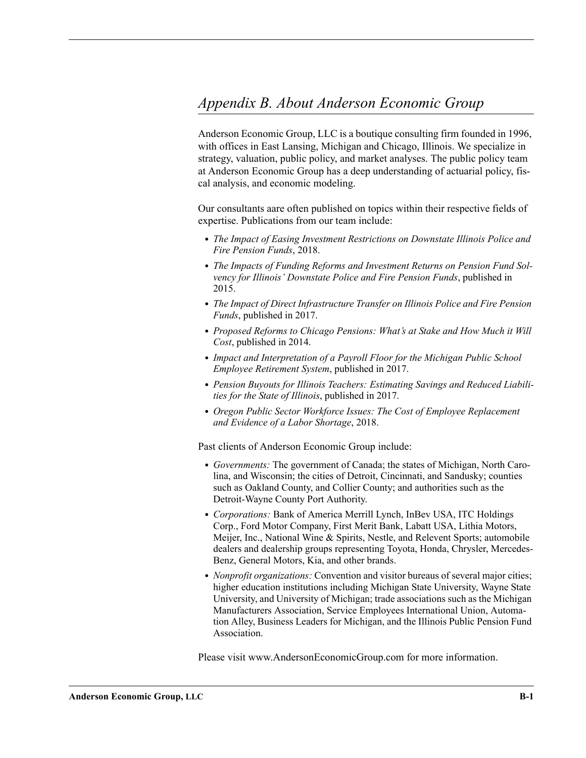# *Appendix B. About Anderson Economic Group*

Anderson Economic Group, LLC is a boutique consulting firm founded in 1996, with offices in East Lansing, Michigan and Chicago, Illinois. We specialize in strategy, valuation, public policy, and market analyses. The public policy team at Anderson Economic Group has a deep understanding of actuarial policy, fiscal analysis, and economic modeling.

Our consultants aare often published on topics within their respective fields of expertise. Publications from our team include:

- *The Impact of Easing Investment Restrictions on Downstate Illinois Police and Fire Pension Funds*, 2018.
- *The Impacts of Funding Reforms and Investment Returns on Pension Fund Solvency for Illinois' Downstate Police and Fire Pension Funds*, published in 2015.
- *The Impact of Direct Infrastructure Transfer on Illinois Police and Fire Pension Funds*, published in 2017.
- *Proposed Reforms to Chicago Pensions: What's at Stake and How Much it Will Cost*, published in 2014.
- *Impact and Interpretation of a Payroll Floor for the Michigan Public School Employee Retirement System*, published in 2017.
- *Pension Buyouts for Illinois Teachers: Estimating Savings and Reduced Liabilities for the State of Illinois*, published in 2017.
- *Oregon Public Sector Workforce Issues: The Cost of Employee Replacement and Evidence of a Labor Shortage*, 2018.

Past clients of Anderson Economic Group include:

- *Governments:* The government of Canada; the states of Michigan, North Carolina, and Wisconsin; the cities of Detroit, Cincinnati, and Sandusky; counties such as Oakland County, and Collier County; and authorities such as the Detroit-Wayne County Port Authority.
- *Corporations:* Bank of America Merrill Lynch, InBev USA, ITC Holdings Corp., Ford Motor Company, First Merit Bank, Labatt USA, Lithia Motors, Meijer, Inc., National Wine & Spirits, Nestle, and Relevent Sports; automobile dealers and dealership groups representing Toyota, Honda, Chrysler, Mercedes-Benz, General Motors, Kia, and other brands.
- *Nonprofit organizations:* Convention and visitor bureaus of several major cities; higher education institutions including Michigan State University, Wayne State University, and University of Michigan; trade associations such as the Michigan Manufacturers Association, Service Employees International Union, Automation Alley, Business Leaders for Michigan, and the Illinois Public Pension Fund Association.

Please visit www.AndersonEconomicGroup.com for more information.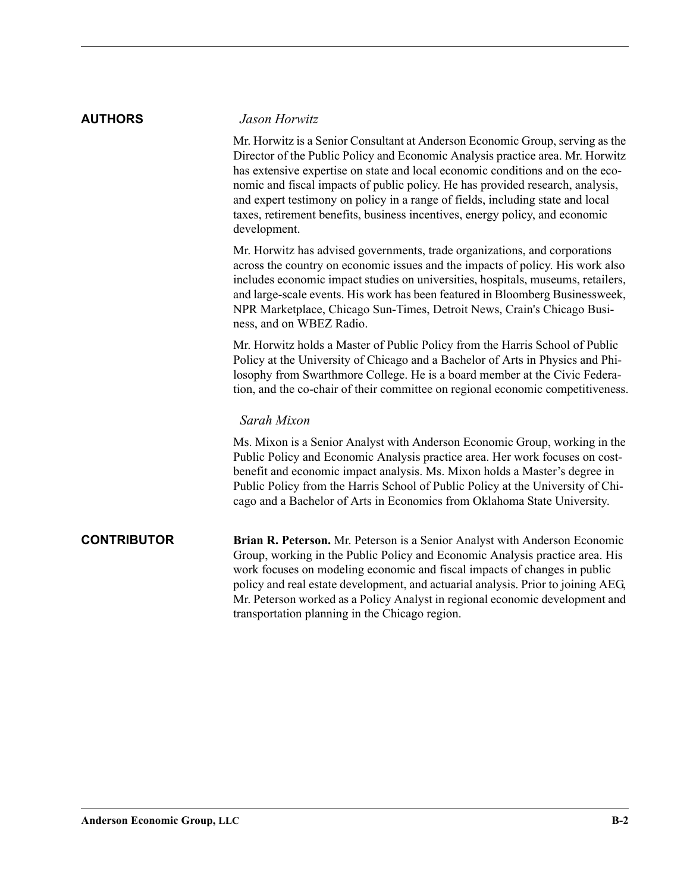## AUTHORS

*Jason Horwitz*

Mr. Horwitz is a Senior Consultant at Anderson Economic Group, serving as the Director of the Public Policy and Economic Analysis practice area. Mr. Horwitz has extensive expertise on state and local economic conditions and on the economic and fiscal impacts of public policy. He has provided research, analysis, and expert testimony on policy in a range of fields, including state and local taxes, retirement benefits, business incentives, energy policy, and economic development.

Mr. Horwitz has advised governments, trade organizations, and corporations across the country on economic issues and the impacts of policy. His work also includes economic impact studies on universities, hospitals, museums, retailers, and large-scale events. His work has been featured in Bloomberg Businessweek, NPR Marketplace, Chicago Sun-Times, Detroit News, Crain's Chicago Business, and on WBEZ Radio.

Mr. Horwitz holds a Master of Public Policy from the Harris School of Public Policy at the University of Chicago and a Bachelor of Arts in Physics and Philosophy from Swarthmore College. He is a board member at the Civic Federation, and the co-chair of their committee on regional economic competitiveness.

*Sarah Mixon*

Ms. Mixon is a Senior Analyst with Anderson Economic Group, working in the Public Policy and Economic Analysis practice area. Her work focuses on cost-benefit and economic impact analysis. Ms. Mixon holds a Master's degree in Public Policy from the Harris School of Public Policy at the University of Chicago and a Bachelor of Arts in Economics from Oklahoma State University.

## CONTRIBUTOR

**Brian R. Peterson.** Mr. Peterson is a Senior Analyst with Anderson Economic Group, working in the Public Policy and Economic Analysis practice area. His work focuses on modeling economic and fiscal impacts of changes in public policy and real estate development, and actuarial analysis. Prior to joining AEG, Mr. Peterson worked as a Policy Analyst in regional economic development and transportation planning in the Chicago region.